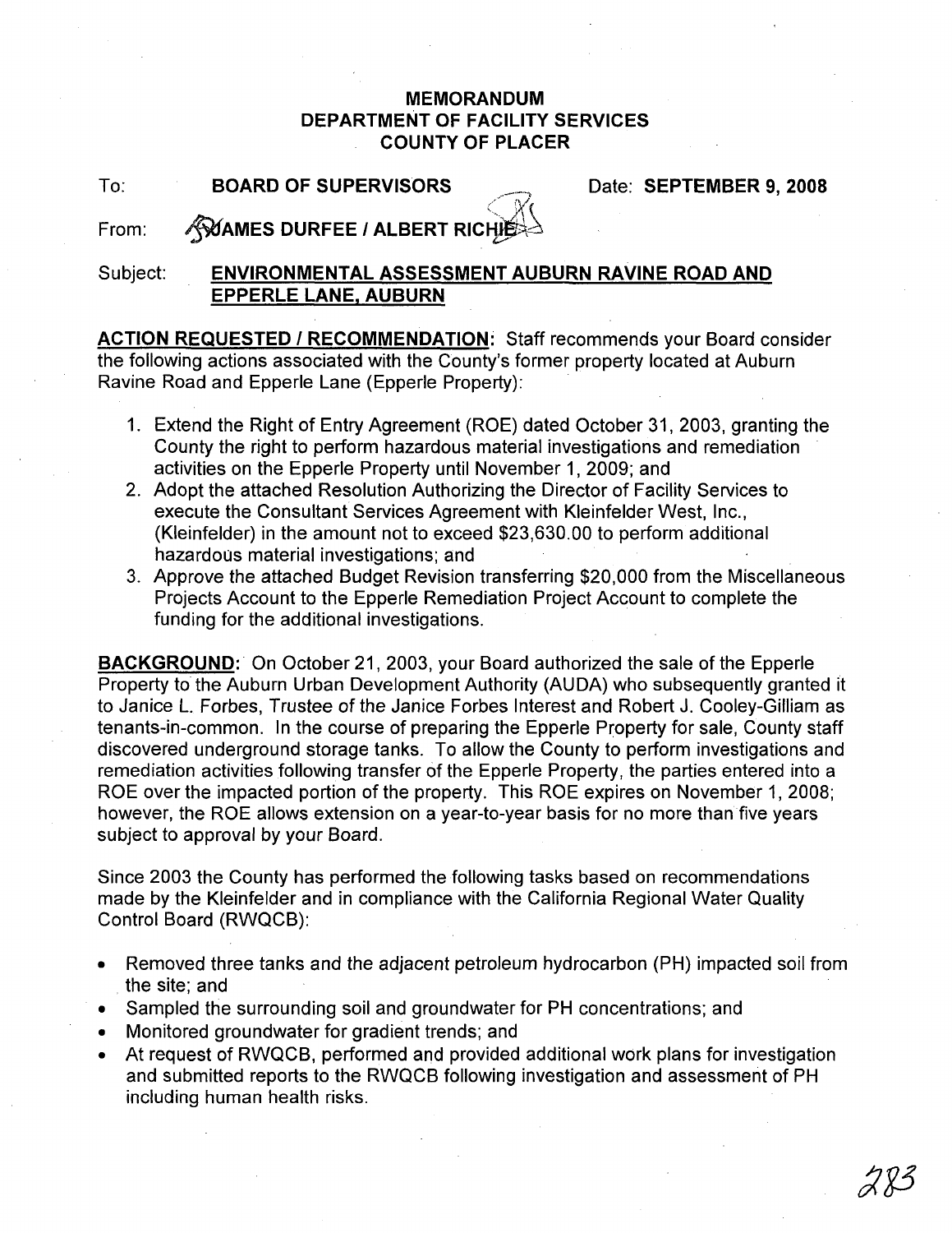# MEMORANDUM
## DEPARTMENT OF FACILITY SERVICES
## COUNTY OF PLACER

To: **BOARD OF SUPERVISORS** Date: **SEPTEMBER 9, 2008**

From: **JAMES DURFEE / ALBERT RICHIE**

Subject: **ENVIRONMENTAL ASSESSMENT AUBURN RAVINE ROAD AND EPPERLE LANE, AUBURN**

**ACTION REQUESTED / RECOMMENDATION:** Staff recommends your Board consider the following actions associated with the County's former property located at Auburn Ravine Road and Epperle Lane (Epperle Property):

1. Extend the Right of Entry Agreement (ROE) dated October 31, 2003, granting the County the right to perform hazardous material investigations and remediation activities on the Epperle Property until November 1, 2009; and
2. Adopt the attached Resolution Authorizing the Director of Facility Services to execute the Consultant Services Agreement with Kleinfelder West, Inc., (Kleinfelder) in the amount not to exceed $23,630.00 to perform additional hazardous material investigations; and
3. Approve the attached Budget Revision transferring $20,000 from the Miscellaneous Projects Account to the Epperle Remediation Project Account to complete the funding for the additional investigations.

**BACKGROUND:** On October 21, 2003, your Board authorized the sale of the Epperle Property to the Auburn Urban Development Authority (AUDA) who subsequently granted it to Janice L. Forbes, Trustee of the Janice Forbes Interest and Robert J. Cooley-Gilliam as tenants-in-common. In the course of preparing the Epperle Property for sale, County staff discovered underground storage tanks. To allow the County to perform investigations and remediation activities following transfer of the Epperle Property, the parties entered into a ROE over the impacted portion of the property. This ROE expires on November 1, 2008; however, the ROE allows extension on a year-to-year basis for no more than five years subject to approval by your Board.

Since 2003 the County has performed the following tasks based on recommendations made by the Kleinfelder and in compliance with the California Regional Water Quality Control Board (RWQCB):

- Removed three tanks and the adjacent petroleum hydrocarbon (PH) impacted soil from the site; and
- Sampled the surrounding soil and groundwater for PH concentrations; and
- Monitored groundwater for gradient trends; and
- At request of RWQCB, performed and provided additional work plans for investigation and submitted reports to the RWQCB following investigation and assessment of PH including human health risks.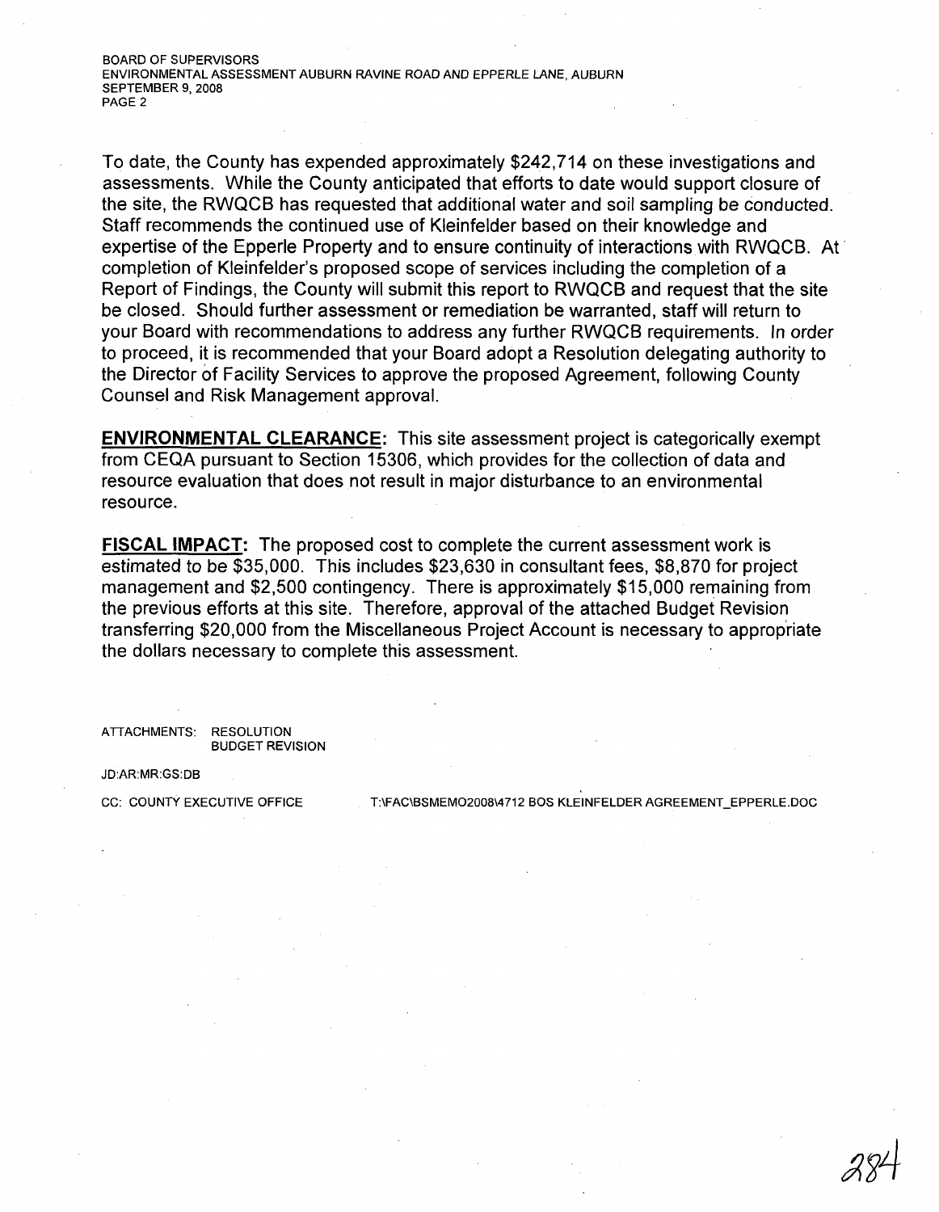To date, the County has expended approximately $242,714 on these investigations and assessments. While the County anticipated that efforts to date would support closure of the site, the RWQCB has requested that additional water and soil sampling be conducted. Staff recommends the continued use of Kleinfelder based on their knowledge and expertise of the Epperle Property and to ensure continuity of interactions with RWQCB. At completion of Kleinfelder's proposed scope of services including the completion of a Report of Findings, the County will submit this report to RWQCB and request that the site be closed. Should further assessment or remediation be warranted, staff will return to your Board with recommendations to address any further RWQCB requirements. In order to proceed, it is recommended that your Board adopt a Resolution delegating authority to the Director of Facility Services to approve the proposed Agreement, following County Counsel and Risk Management approval.

**ENVIRONMENTAL CLEARANCE:** This site assessment project is categorically exempt from CEQA pursuant to Section 15306, which provides for the collection of data and resource evaluation that does not result in major disturbance to an environmental resource.

**FISCAL IMPACT:** The proposed cost to complete the current assessment work is estimated to be $35,000. This includes $23,630 in consultant fees, $8,870 for project management and $2,500 contingency. There is approximately $15,000 remaining from the previous efforts at this site. Therefore, approval of the attached Budget Revision transferring $20,000 from the Miscellaneous Project Account is necessary to appropriate the dollars necessary to complete this assessment.

ATTACHMENTS: RESOLUTION
BUDGET REVISION

JD:AR:MR:GS:DB

CC: COUNTY EXECUTIVE OFFICE    T:\FAC\BSMEMO2008\4712 BOS KLEINFELDER AGREEMENT_EPPERLE.DOC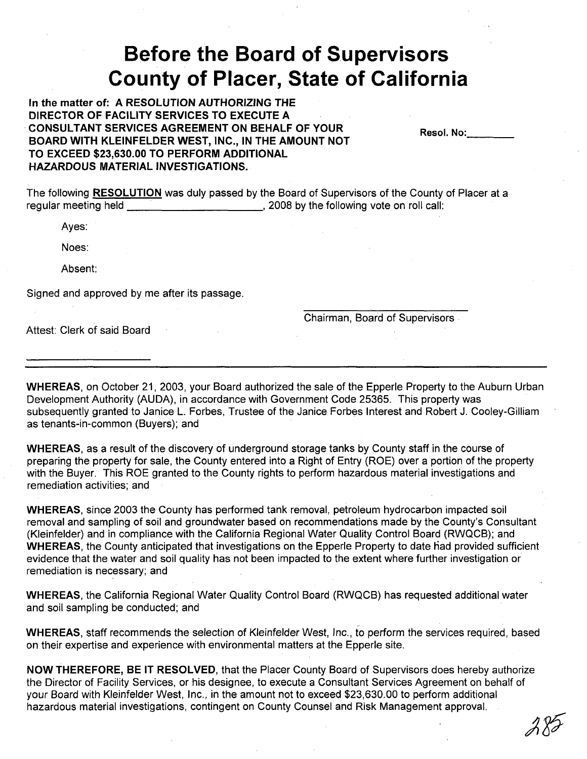# Before the Board of Supervisors County of Placer, State of California

**In the matter of: A RESOLUTION AUTHORIZING THE DIRECTOR OF FACILITY SERVICES TO EXECUTE A CONSULTANT SERVICES AGREEMENT ON BEHALF OF YOUR BOARD WITH KLEINFELDER WEST, INC., IN THE AMOUNT NOT TO EXCEED $23,630.00 TO PERFORM ADDITIONAL HAZARDOUS MATERIAL INVESTIGATIONS.**

Resol. No:________

The following **RESOLUTION** was duly passed by the Board of Supervisors of the County of Placer at a regular meeting held ______________________, 2008 by the following vote on roll call:

Ayes:

Noes:

Absent:

Signed and approved by me after its passage.

_________________________
Chairman, Board of Supervisors

Attest: Clerk of said Board

_____________________

**WHEREAS**, on October 21, 2003, your Board authorized the sale of the Epperle Property to the Auburn Urban Development Authority (AUDA), in accordance with Government Code 25365. This property was subsequently granted to Janice L. Forbes, Trustee of the Janice Forbes Interest and Robert J. Cooley-Gilliam as tenants-in-common (Buyers); and

**WHEREAS**, as a result of the discovery of underground storage tanks by County staff in the course of preparing the property for sale, the County entered into a Right of Entry (ROE) over a portion of the property with the Buyer. This ROE granted to the County rights to perform hazardous material investigations and remediation activities; and

**WHEREAS**, since 2003 the County has performed tank removal, petroleum hydrocarbon impacted soil removal and sampling of soil and groundwater based on recommendations made by the County's Consultant (Kleinfelder) and in compliance with the California Regional Water Quality Control Board (RWQCB); and

**WHEREAS**, the County anticipated that investigations on the Epperle Property to date had provided sufficient evidence that the water and soil quality has not been impacted to the extent where further investigation or remediation is necessary; and

**WHEREAS**, the California Regional Water Quality Control Board (RWQCB) has requested additional water and soil sampling be conducted; and

**WHEREAS**, staff recommends the selection of Kleinfelder West, Inc., to perform the services required, based on their expertise and experience with environmental matters at the Epperle site.

**NOW THEREFORE, BE IT RESOLVED**, that the Placer County Board of Supervisors does hereby authorize the Director of Facility Services, or his designee, to execute a Consultant Services Agreement on behalf of your Board with Kleinfelder West, Inc., in the amount not to exceed $23,630.00 to perform additional hazardous material investigations, contingent on County Counsel and Risk Management approval.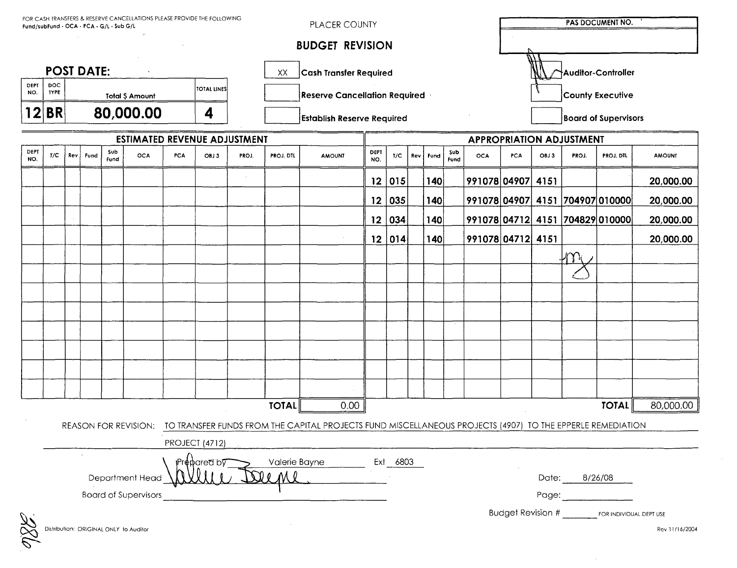FOR CASH TRANSFERS & RESERVE CANCELLATIONS PLEASE PROVIDE THE FOLLOWING
Fund/subFund - OCA - PCA - G/L - Sub G/L

# PLACER COUNTY

## BUDGET REVISION

| PAS DOCUMENT NO. |
| --- |
| |

**POST DATE:**

| DEPT NO. | DOC TYPE | Total $ Amount | TOTAL LINES |
| --- | --- | --- | --- |
| 12 | BR | 80,000.00 | 4 |

- [XX] Cash Transfer Required
- [ ] Reserve Cancellation Required
- [ ] Establish Reserve Required

- [signed] Auditor-Controller
- [ ] County Executive
- [ ] Board of Supervisors

### ESTIMATED REVENUE ADJUSTMENT

| DEPT NO. | T/C | Rev | Fund | Sub Fund | OCA | PCA | OBJ 3 | PROJ. | PROJ. DTL | AMOUNT |
| --- | --- | --- | --- | --- | --- | --- | --- | --- | --- | --- |
| | | | | | | | | | **TOTAL** | 0.00 |

### APPROPRIATION ADJUSTMENT

| DEPT NO. | T/C | Rev | Fund | Sub Fund | OCA | PCA | OBJ 3 | PROJ. | PROJ. DTL | AMOUNT |
| --- | --- | --- | --- | --- | --- | --- | --- | --- | --- | --- |
| 12 | 015 | | 140 | | 991078 | 04907 | 4151 | | | 20,000.00 |
| 12 | 035 | | 140 | | 991078 | 04907 | 4151 | 704907 | 010000 | 20,000.00 |
| 12 | 034 | | 140 | | 991078 | 04712 | 4151 | 704829 | 010000 | 20,000.00 |
| 12 | 014 | | 140 | | 991078 | 04712 | 4151 | | | 20,000.00 |
| | | | | | | | | | **TOTAL** | 80,000.00 |

REASON FOR REVISION: TO TRANSFER FUNDS FROM THE CAPITAL PROJECTS FUND MISCELLANEOUS PROJECTS (4907) TO THE EPPERLE REMEDIATION PROJECT (4712)

Prepared by Valerie Bayne Ext 6803

Department Head [signature: Valerie Bayne]

Board of Supervisors ______________________

Date: 8/26/08

Page: ______________________

Budget Revision # ________ FOR INDIVIDUAL DEPT USE

Distribution: ORIGINAL ONLY to Auditor

Rev 11/16/2004